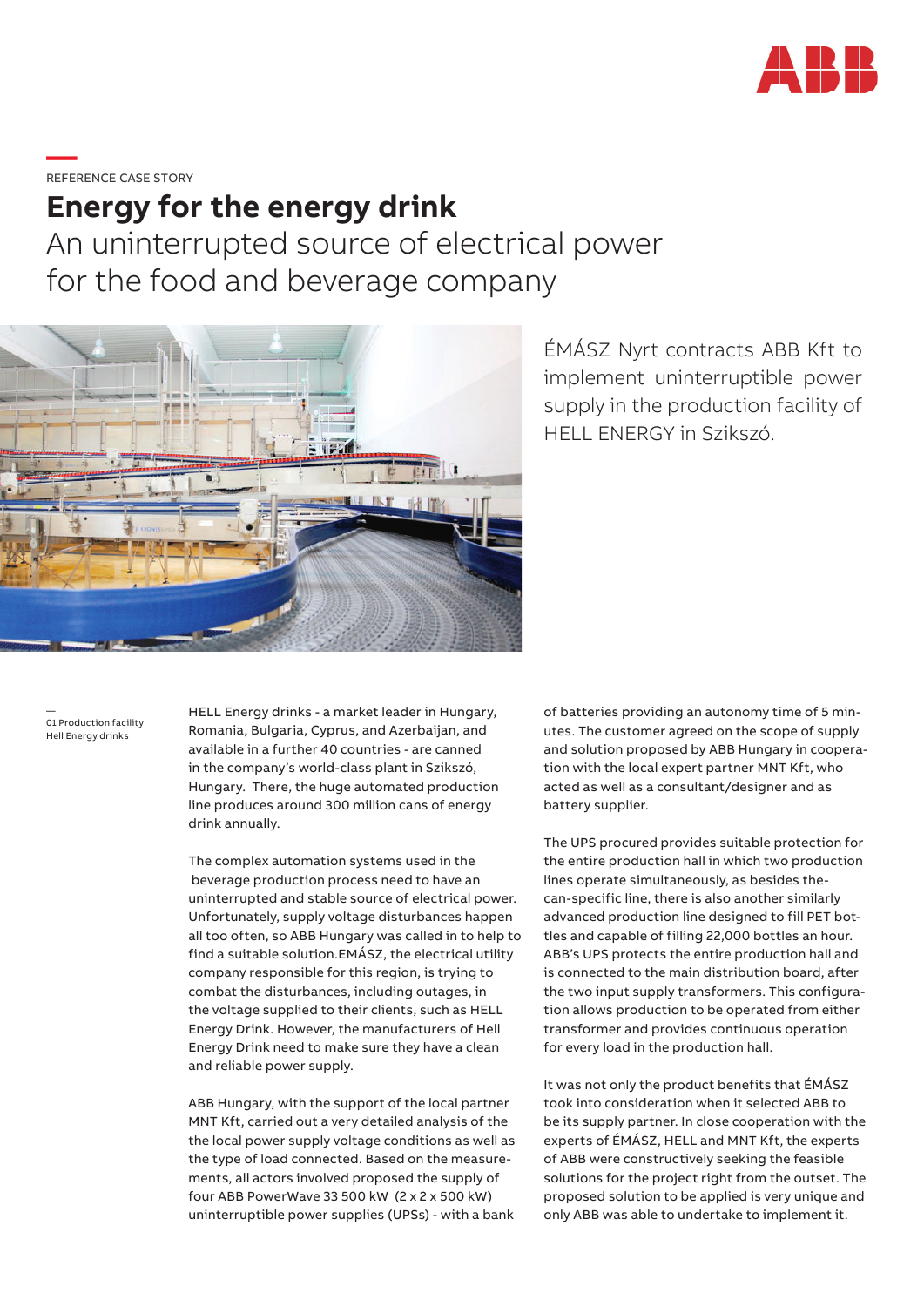REFERENCE CASE STORY

# Energy for the energy drink

## An uninterrupted source of electrical power for the food and beverage company

ÉMÁSZ Nyrt contracts ABB Kft to implement uninterruptible power supply in the production facility of HELL ENERGY in Szikszó.

01 Production facility Hell Energy drinks

HELL Energy drinks - a market leader in Hungary, Romania, Bulgaria, Cyprus, and Azerbaijan, and available in a further 40 countries - are canned in the company's world-class plant in Szikszó, Hungary. There, the huge automated production line produces around 300 million cans of energy drink annually.

The complex automation systems used in the beverage production process need to have an uninterrupted and stable source of electrical power. Unfortunately, supply voltage disturbances happen all too often, so ABB Hungary was called in to help to find a suitable solution.EMÁSZ, the electrical utility company responsible for this region, is trying to combat the disturbances, including outages, in the voltage supplied to their clients, such as HELL Energy Drink. However, the manufacturers of Hell Energy Drink need to make sure they have a clean and reliable power supply.

ABB Hungary, with the support of the local partner MNT Kft, carried out a very detailed analysis of the the local power supply voltage conditions as well as the type of load connected. Based on the measurements, all actors involved proposed the supply of four ABB PowerWave 33 500 kW (2 x 2 x 500 kW) uninterruptible power supplies (UPSs) - with a bank of batteries providing an autonomy time of 5 minutes. The customer agreed on the scope of supply and solution proposed by ABB Hungary in cooperation with the local expert partner MNT Kft, who acted as well as a consultant/designer and as battery supplier.

The UPS procured provides suitable protection for the entire production hall in which two production lines operate simultaneously, as besides the-can-specific line, there is also another similarly advanced production line designed to fill PET bottles and capable of filling 22,000 bottles an hour. ABB's UPS protects the entire production hall and is connected to the main distribution board, after the two input supply transformers. This configuration allows production to be operated from either transformer and provides continuous operation for every load in the production hall.

It was not only the product benefits that ÉMÁSZ took into consideration when it selected ABB to be its supply partner. In close cooperation with the experts of ÉMÁSZ, HELL and MNT Kft, the experts of ABB were constructively seeking the feasible solutions for the project right from the outset. The proposed solution to be applied is very unique and only ABB was able to undertake to implement it.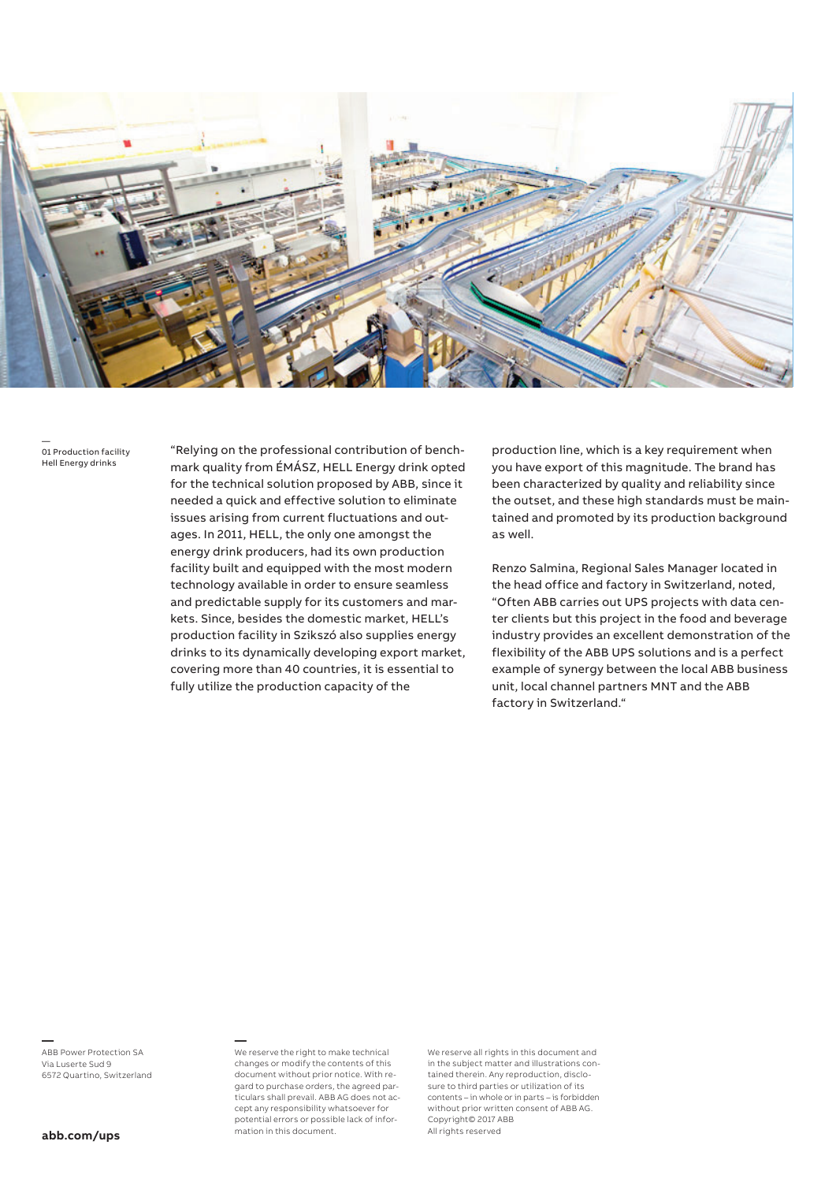01 Production facility Hell Energy drinks

"Relying on the professional contribution of benchmark quality from ÉMÁSZ, HELL Energy drink opted for the technical solution proposed by ABB, since it needed a quick and effective solution to eliminate issues arising from current fluctuations and outages. In 2011, HELL, the only one amongst the energy drink producers, had its own production facility built and equipped with the most modern technology available in order to ensure seamless and predictable supply for its customers and markets. Since, besides the domestic market, HELL's production facility in Szikszó also supplies energy drinks to its dynamically developing export market, covering more than 40 countries, it is essential to fully utilize the production capacity of the production line, which is a key requirement when you have export of this magnitude. The brand has been characterized by quality and reliability since the outset, and these high standards must be maintained and promoted by its production background as well.

Renzo Salmina, Regional Sales Manager located in the head office and factory in Switzerland, noted, "Often ABB carries out UPS projects with data center clients but this project in the food and beverage industry provides an excellent demonstration of the flexibility of the ABB UPS solutions and is a perfect example of synergy between the local ABB business unit, local channel partners MNT and the ABB factory in Switzerland."

ABB Power Protection SA
Via Luserte Sud 9
6572 Quartino, Switzerland

**abb.com/ups**

We reserve the right to make technical changes or modify the contents of this document without prior notice. With regard to purchase orders, the agreed particulars shall prevail. ABB AG does not accept any responsibility whatsoever for potential errors or possible lack of information in this document.

We reserve all rights in this document and in the subject matter and illustrations contained therein. Any reproduction, disclosure to third parties or utilization of its contents – in whole or in parts – is forbidden without prior written consent of ABB AG.
Copyright© 2017 ABB
All rights reserved